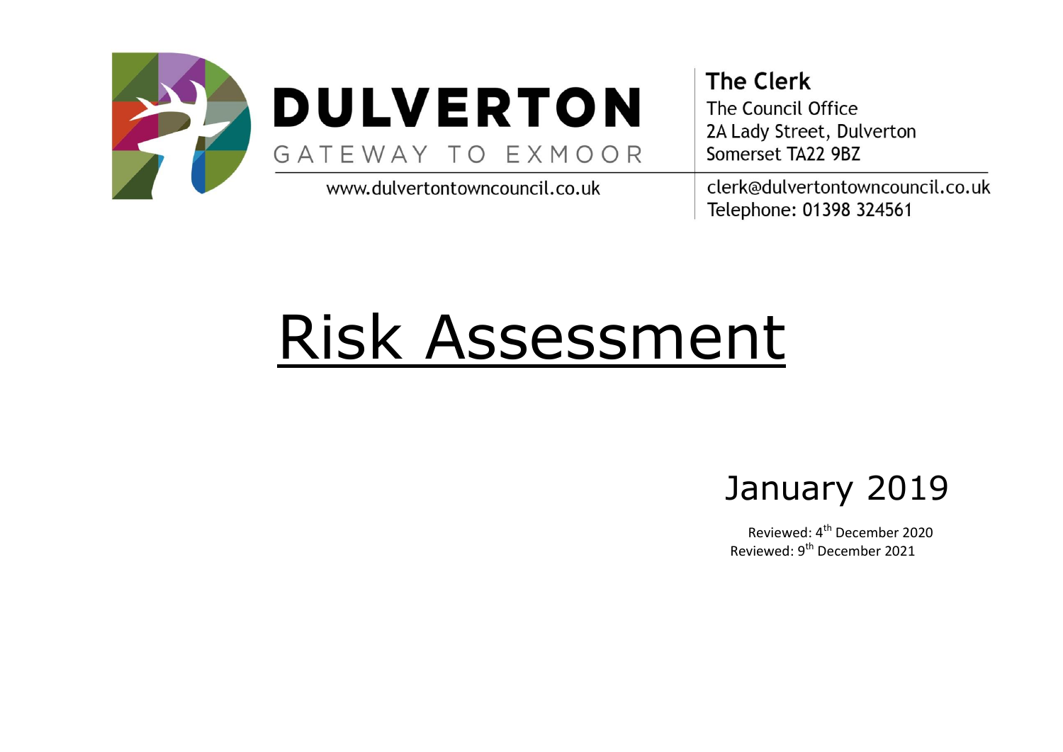**DULVERTON**

GATEWAY TO EXMOOR

www.dulvertontowncouncil.co.uk

**The Clerk**
The Council Office
2A Lady Street, Dulverton
Somerset TA22 9BZ

clerk@dulvertontowncouncil.co.uk
Telephone: 01398 324561

# Risk Assessment

January 2019

Reviewed: 4th December 2020
Reviewed: 9th December 2021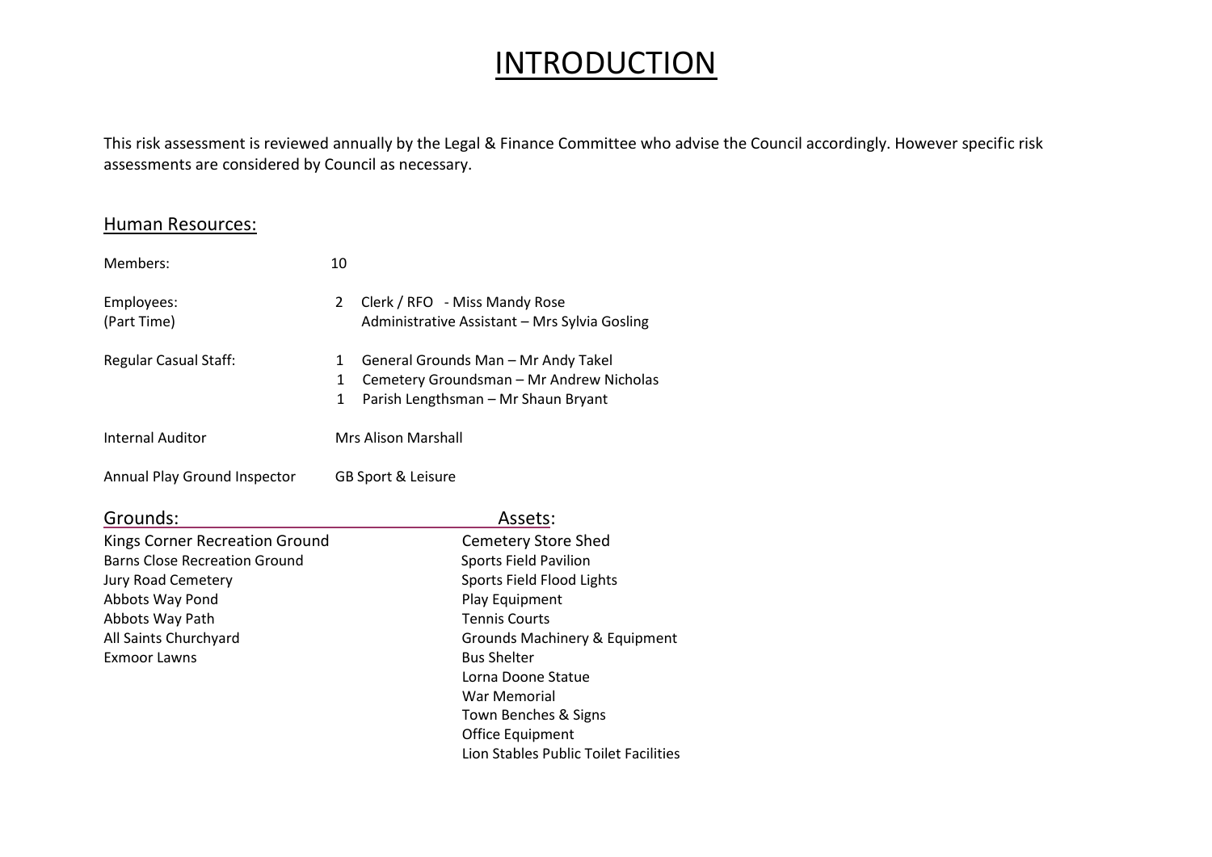# INTRODUCTION

This risk assessment is reviewed annually by the Legal & Finance Committee who advise the Council accordingly. However specific risk assessments are considered by Council as necessary.

## Human Resources:

| | | |
|---|---|---|
| Members: | 10 | |
| Employees: (Part Time) | 2 | Clerk / RFO - Miss Mandy Rose<br>Administrative Assistant – Mrs Sylvia Gosling |
| Regular Casual Staff: | 1 | General Grounds Man – Mr Andy Takel |
| | 1 | Cemetery Groundsman – Mr Andrew Nicholas |
| | 1 | Parish Lengthsman – Mr Shaun Bryant |
| Internal Auditor | Mrs Alison Marshall | |
| Annual Play Ground Inspector | GB Sport & Leisure | |

| Grounds: | Assets: |
|---|---|
| Kings Corner Recreation Ground | Cemetery Store Shed |
| Barns Close Recreation Ground | Sports Field Pavilion |
| Jury Road Cemetery | Sports Field Flood Lights |
| Abbots Way Pond | Play Equipment |
| Abbots Way Path | Tennis Courts |
| All Saints Churchyard | Grounds Machinery & Equipment |
| Exmoor Lawns | Bus Shelter |
| | Lorna Doone Statue |
| | War Memorial |
| | Town Benches & Signs |
| | Office Equipment |
| | Lion Stables Public Toilet Facilities |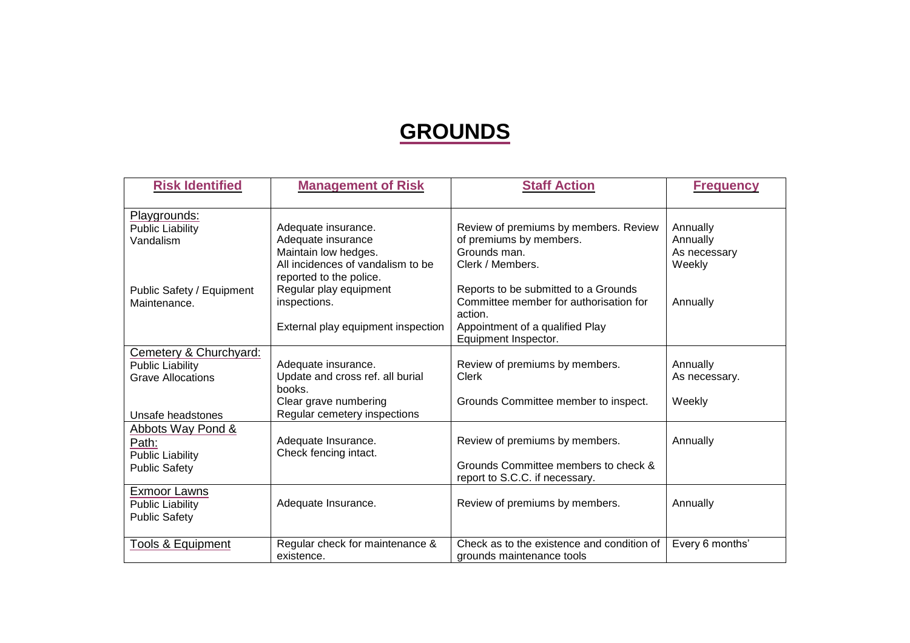# GROUNDS

| Risk Identified | Management of Risk | Staff Action | Frequency |
|---|---|---|---|
| Playgrounds:<br>Public Liability<br>Vandalism<br><br><br><br>Public Safety / Equipment Maintenance. | Adequate insurance.<br>Adequate insurance<br>Maintain low hedges.<br>All incidences of vandalism to be reported to the police.<br>Regular play equipment inspections.<br><br>External play equipment inspection | Review of premiums by members. Review of premiums by members.<br>Grounds man.<br>Clerk / Members.<br><br>Reports to be submitted to a Grounds Committee member for authorisation for action.<br>Appointment of a qualified Play Equipment Inspector. | Annually<br>Annually<br>As necessary<br>Weekly<br><br>Annually |
| Cemetery & Churchyard:<br>Public Liability<br>Grave Allocations<br><br><br>Unsafe headstones | Adequate insurance.<br>Update and cross ref. all burial books.<br>Clear grave numbering<br>Regular cemetery inspections | Review of premiums by members.<br>Clerk<br><br>Grounds Committee member to inspect. | Annually<br>As necessary.<br><br>Weekly |
| Abbots Way Pond & Path:<br>Public Liability<br>Public Safety | Adequate Insurance.<br>Check fencing intact. | Review of premiums by members.<br><br>Grounds Committee members to check & report to S.C.C. if necessary. | Annually |
| Exmoor Lawns<br>Public Liability<br>Public Safety | Adequate Insurance. | Review of premiums by members. | Annually |
| Tools & Equipment | Regular check for maintenance & existence. | Check as to the existence and condition of grounds maintenance tools | Every 6 months' |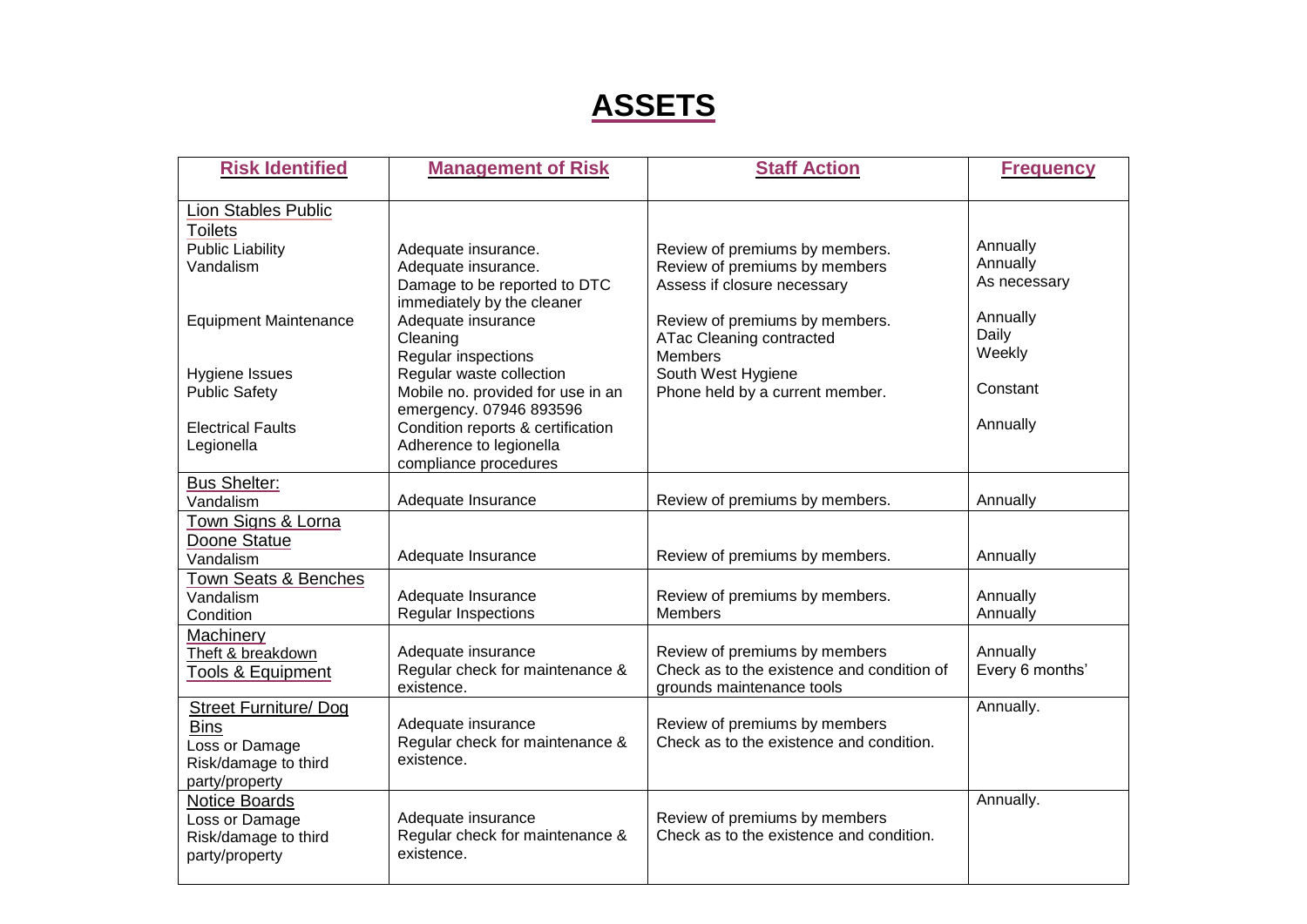# ASSETS

| Risk Identified | Management of Risk | Staff Action | Frequency |
|---|---|---|---|
| Lion Stables Public Toilets<br>Public Liability<br>Vandalism<br><br><br>Equipment Maintenance<br><br><br>Hygiene Issues<br>Public Safety<br><br>Electrical Faults<br>Legionella | <br><br>Adequate insurance.<br>Adequate insurance.<br>Damage to be reported to DTC immediately by the cleaner<br>Adequate insurance<br>Cleaning<br>Regular inspections<br>Regular waste collection<br>Mobile no. provided for use in an emergency. 07946 893596<br>Condition reports & certification<br>Adherence to legionella compliance procedures | <br><br>Review of premiums by members.<br>Review of premiums by members<br>Assess if closure necessary<br><br>Review of premiums by members.<br>ATac Cleaning contracted<br>Members<br>South West Hygiene<br>Phone held by a current member. | <br><br>Annually<br>Annually<br>As necessary<br><br>Annually<br>Daily<br>Weekly<br><br>Constant<br><br>Annually |
| Bus Shelter:<br>Vandalism | Adequate Insurance | Review of premiums by members. | Annually |
| Town Signs & Lorna Doone Statue<br>Vandalism | Adequate Insurance | Review of premiums by members. | Annually |
| Town Seats & Benches<br>Vandalism<br>Condition | Adequate Insurance<br>Regular Inspections | Review of premiums by members.<br>Members | Annually<br>Annually |
| Machinery<br>Theft & breakdown<br>Tools & Equipment | Adequate insurance<br>Regular check for maintenance & existence. | Review of premiums by members<br>Check as to the existence and condition of grounds maintenance tools | Annually<br>Every 6 months' |
| Street Furniture/ Dog Bins<br>Loss or Damage<br>Risk/damage to third party/property | Adequate insurance<br>Regular check for maintenance & existence. | Review of premiums by members<br>Check as to the existence and condition. | Annually. |
| Notice Boards<br>Loss or Damage<br>Risk/damage to third party/property | Adequate insurance<br>Regular check for maintenance & existence. | Review of premiums by members<br>Check as to the existence and condition. | Annually. |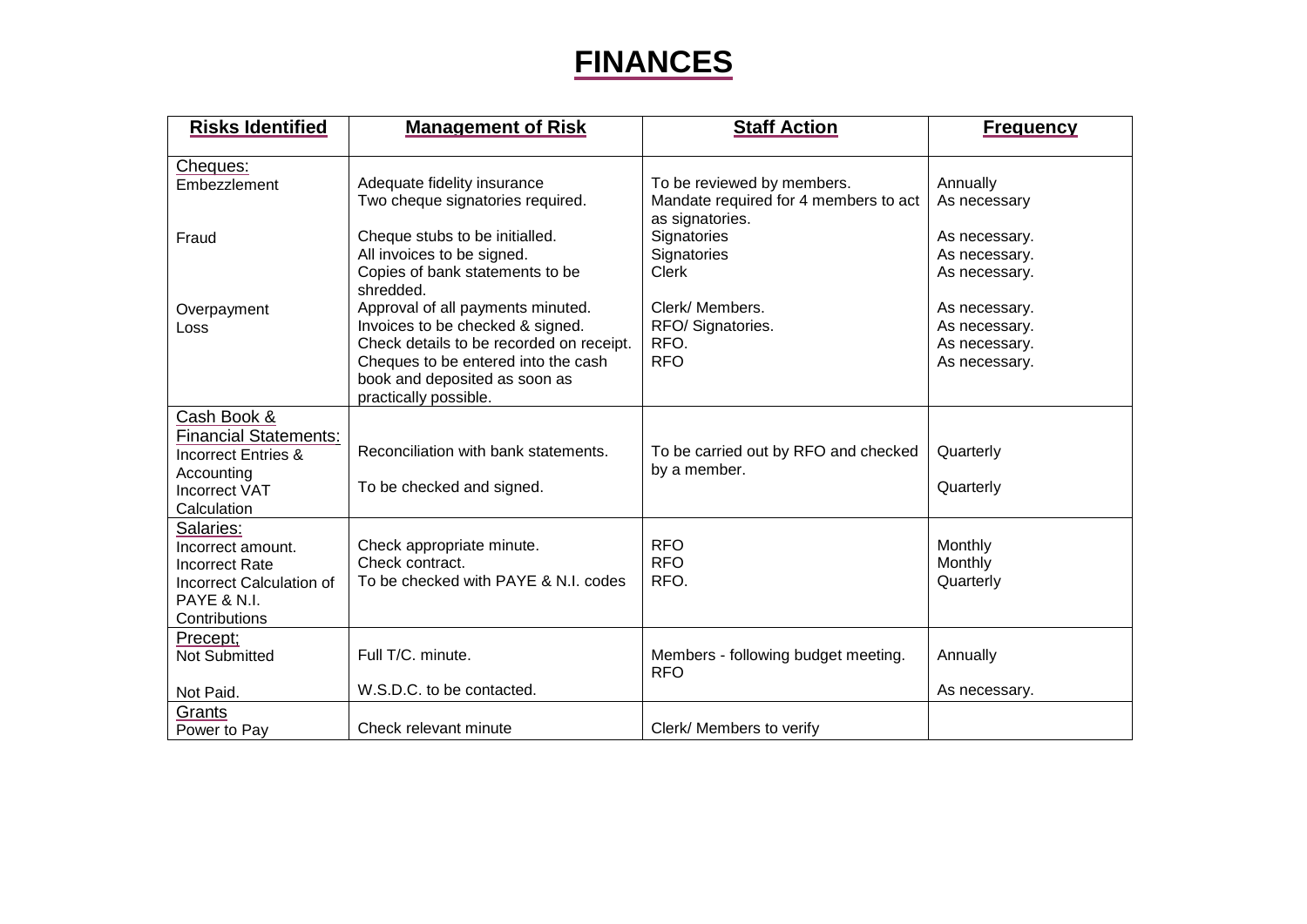# FINANCES

| Risks Identified | Management of Risk | Staff Action | Frequency |
|---|---|---|---|
| Cheques:<br>Embezzlement | Adequate fidelity insurance<br>Two cheque signatories required. | To be reviewed by members.<br>Mandate required for 4 members to act as signatories. | Annually<br>As necessary |
| Fraud | Cheque stubs to be initialled.<br>All invoices to be signed.<br>Copies of bank statements to be shredded. | Signatories<br>Signatories<br>Clerk | As necessary.<br>As necessary.<br>As necessary. |
| Overpayment<br>Loss | Approval of all payments minuted.<br>Invoices to be checked & signed.<br>Check details to be recorded on receipt.<br>Cheques to be entered into the cash book and deposited as soon as practically possible. | Clerk/ Members.<br>RFO/ Signatories.<br>RFO.<br>RFO | As necessary.<br>As necessary.<br>As necessary.<br>As necessary. |
| Cash Book & Financial Statements:<br>Incorrect Entries & Accounting<br>Incorrect VAT Calculation | Reconciliation with bank statements.<br><br>To be checked and signed. | To be carried out by RFO and checked by a member. | Quarterly<br><br>Quarterly |
| Salaries:<br>Incorrect amount.<br>Incorrect Rate<br>Incorrect Calculation of PAYE & N.I. Contributions | Check appropriate minute.<br>Check contract.<br>To be checked with PAYE & N.I. codes | RFO<br>RFO<br>RFO. | Monthly<br>Monthly<br>Quarterly |
| Precept;<br>Not Submitted<br><br>Not Paid. | Full T/C. minute.<br><br>W.S.D.C. to be contacted. | Members - following budget meeting.<br>RFO | Annually<br><br>As necessary. |
| Grants<br>Power to Pay | Check relevant minute | Clerk/ Members to verify | |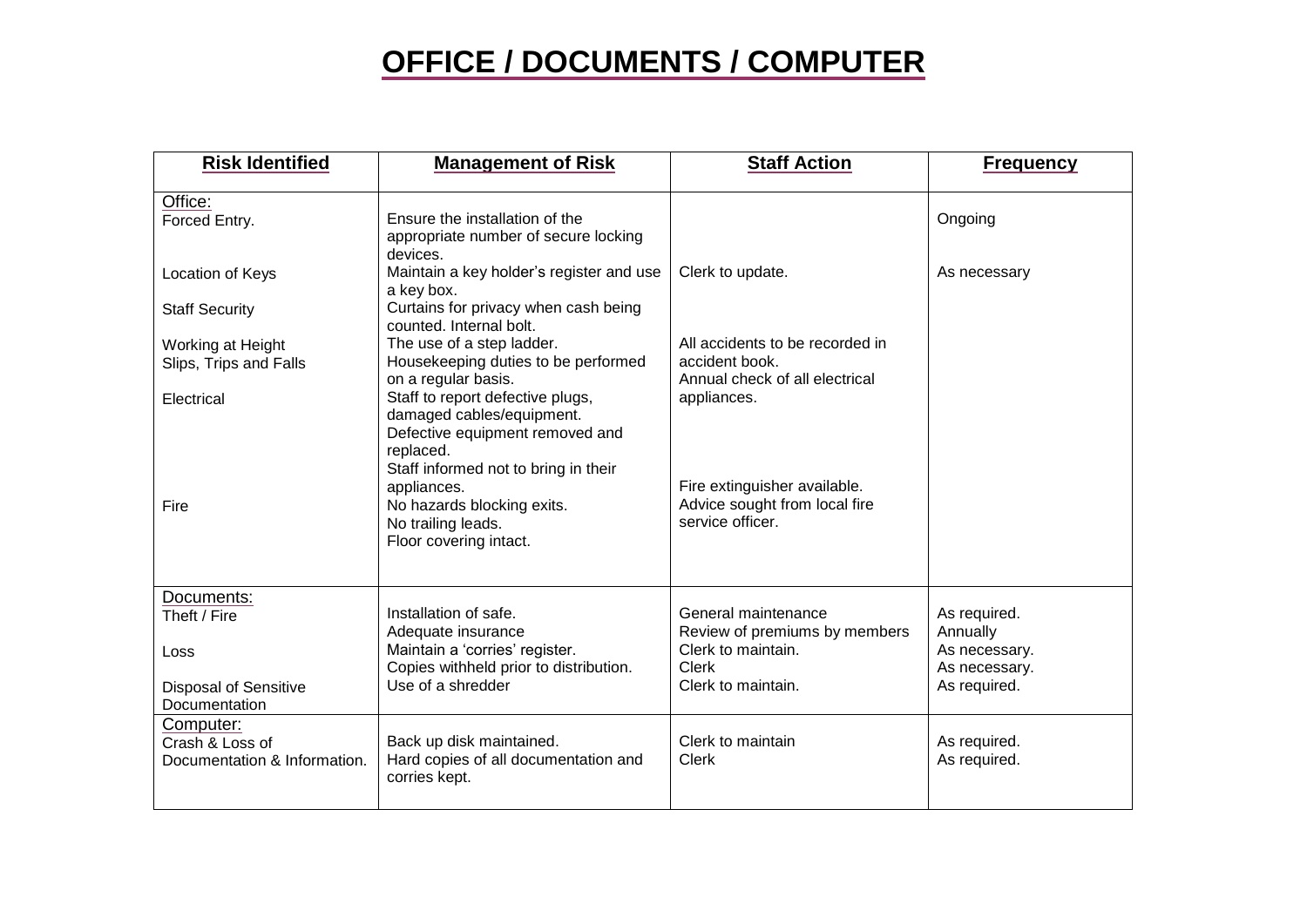# OFFICE / DOCUMENTS / COMPUTER

| Risk Identified | Management of Risk | Staff Action | Frequency |
|---|---|---|---|
| Office:<br>Forced Entry.<br><br>Location of Keys<br><br>Staff Security<br><br>Working at Height<br>Slips, Trips and Falls<br><br>Electrical<br><br><br><br><br>Fire | Ensure the installation of the appropriate number of secure locking devices.<br>Maintain a key holder's register and use a key box.<br>Curtains for privacy when cash being counted. Internal bolt.<br>The use of a step ladder.<br>Housekeeping duties to be performed on a regular basis.<br>Staff to report defective plugs, damaged cables/equipment.<br>Defective equipment removed and replaced.<br>Staff informed not to bring in their appliances.<br>No hazards blocking exits.<br>No trailing leads.<br>Floor covering intact. | <br><br>Clerk to update.<br><br><br>All accidents to be recorded in accident book.<br>Annual check of all electrical appliances.<br><br><br><br>Fire extinguisher available.<br>Advice sought from local fire service officer. | Ongoing<br><br>As necessary |
| Documents:<br>Theft / Fire<br><br>Loss<br><br>Disposal of Sensitive Documentation | Installation of safe.<br>Adequate insurance<br>Maintain a 'corries' register.<br>Copies withheld prior to distribution.<br>Use of a shredder | General maintenance<br>Review of premiums by members<br>Clerk to maintain.<br>Clerk<br>Clerk to maintain. | As required.<br>Annually<br>As necessary.<br>As necessary.<br>As required. |
| Computer:<br>Crash & Loss of Documentation & Information. | Back up disk maintained.<br>Hard copies of all documentation and corries kept. | Clerk to maintain<br>Clerk | As required.<br>As required. |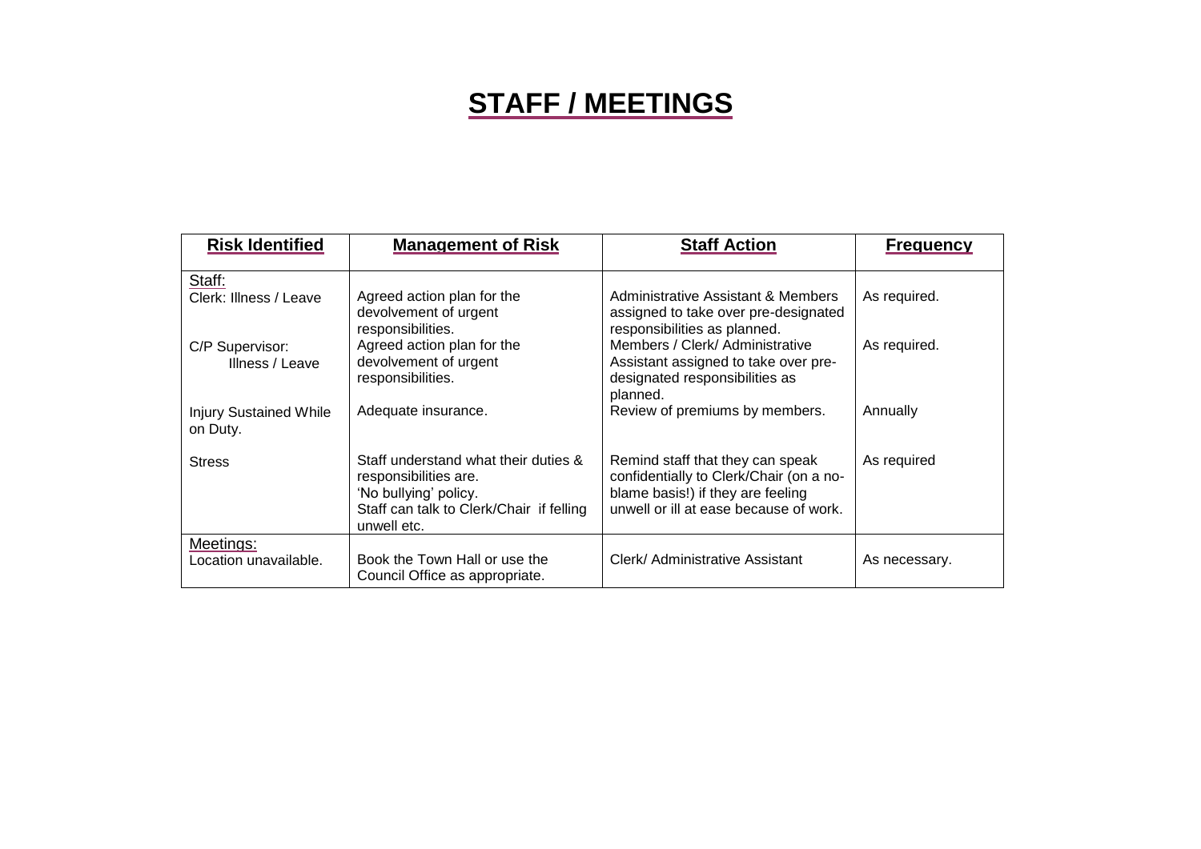# STAFF / MEETINGS

| Risk Identified | Management of Risk | Staff Action | Frequency |
|---|---|---|---|
| Staff:<br>Clerk: Illness / Leave | Agreed action plan for the devolvement of urgent responsibilities. | Administrative Assistant & Members assigned to take over pre-designated responsibilities as planned. | As required. |
| C/P Supervisor:<br>Illness / Leave | Agreed action plan for the devolvement of urgent responsibilities. | Members / Clerk/ Administrative Assistant assigned to take over pre-designated responsibilities as planned. | As required. |
| Injury Sustained While on Duty. | Adequate insurance. | Review of premiums by members. | Annually |
| Stress | Staff understand what their duties & responsibilities are.<br>'No bullying' policy.<br>Staff can talk to Clerk/Chair if felling unwell etc. | Remind staff that they can speak confidentially to Clerk/Chair (on a no-blame basis!) if they are feeling unwell or ill at ease because of work. | As required |
| Meetings:<br>Location unavailable. | Book the Town Hall or use the Council Office as appropriate. | Clerk/ Administrative Assistant | As necessary. |